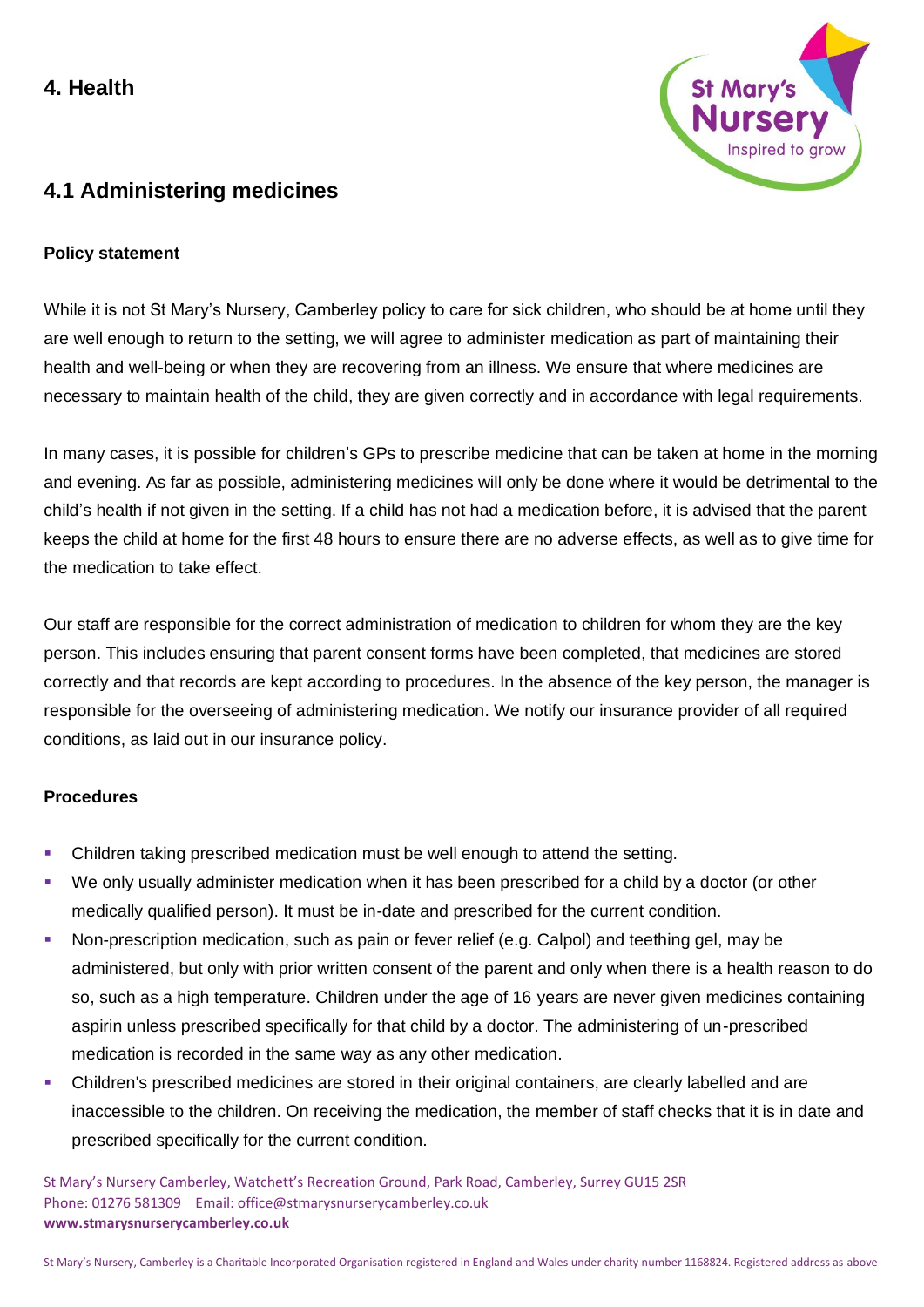# 4. Health

## 4.1 Administering medicines

**Policy statement**

While it is not St Mary's Nursery, Camberley policy to care for sick children, who should be at home until they are well enough to return to the setting, we will agree to administer medication as part of maintaining their health and well-being or when they are recovering from an illness. We ensure that where medicines are necessary to maintain health of the child, they are given correctly and in accordance with legal requirements.

In many cases, it is possible for children's GPs to prescribe medicine that can be taken at home in the morning and evening. As far as possible, administering medicines will only be done where it would be detrimental to the child's health if not given in the setting. If a child has not had a medication before, it is advised that the parent keeps the child at home for the first 48 hours to ensure there are no adverse effects, as well as to give time for the medication to take effect.

Our staff are responsible for the correct administration of medication to children for whom they are the key person. This includes ensuring that parent consent forms have been completed, that medicines are stored correctly and that records are kept according to procedures. In the absence of the key person, the manager is responsible for the overseeing of administering medication. We notify our insurance provider of all required conditions, as laid out in our insurance policy.

**Procedures**

- Children taking prescribed medication must be well enough to attend the setting.
- We only usually administer medication when it has been prescribed for a child by a doctor (or other medically qualified person). It must be in-date and prescribed for the current condition.
- Non-prescription medication, such as pain or fever relief (e.g. Calpol) and teething gel, may be administered, but only with prior written consent of the parent and only when there is a health reason to do so, such as a high temperature. Children under the age of 16 years are never given medicines containing aspirin unless prescribed specifically for that child by a doctor. The administering of un-prescribed medication is recorded in the same way as any other medication.
- Children's prescribed medicines are stored in their original containers, are clearly labelled and are inaccessible to the children. On receiving the medication, the member of staff checks that it is in date and prescribed specifically for the current condition.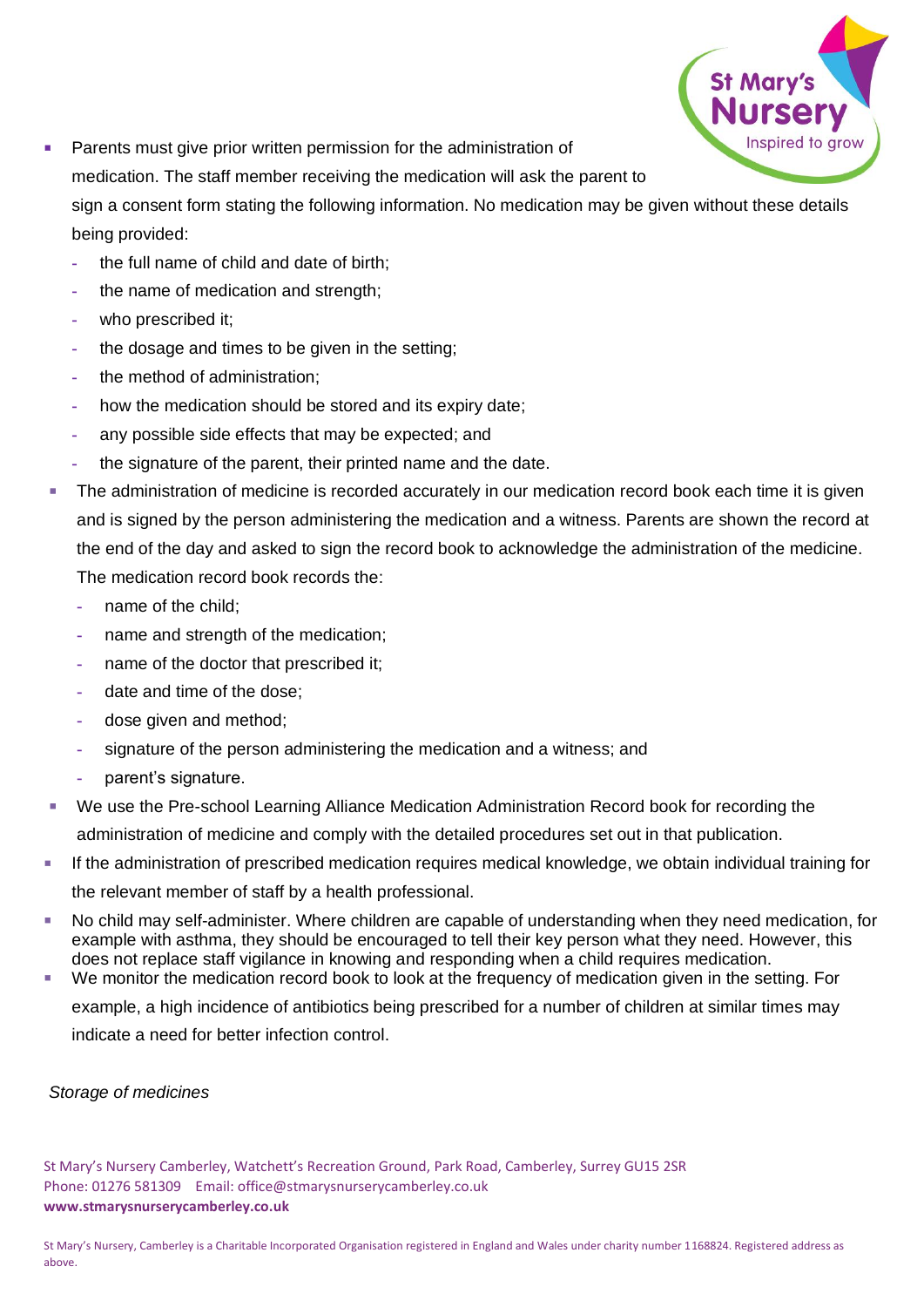- Parents must give prior written permission for the administration of medication. The staff member receiving the medication will ask the parent to sign a consent form stating the following information. No medication may be given without these details being provided:
  - the full name of child and date of birth;
  - the name of medication and strength;
  - who prescribed it;
  - the dosage and times to be given in the setting;
  - the method of administration;
  - how the medication should be stored and its expiry date;
  - any possible side effects that may be expected; and
  - the signature of the parent, their printed name and the date.
- The administration of medicine is recorded accurately in our medication record book each time it is given and is signed by the person administering the medication and a witness. Parents are shown the record at the end of the day and asked to sign the record book to acknowledge the administration of the medicine. The medication record book records the:
  - name of the child;
  - name and strength of the medication;
  - name of the doctor that prescribed it;
  - date and time of the dose;
  - dose given and method;
  - signature of the person administering the medication and a witness; and
  - parent's signature.
- We use the Pre-school Learning Alliance Medication Administration Record book for recording the administration of medicine and comply with the detailed procedures set out in that publication.
- If the administration of prescribed medication requires medical knowledge, we obtain individual training for the relevant member of staff by a health professional.
- No child may self-administer. Where children are capable of understanding when they need medication, for example with asthma, they should be encouraged to tell their key person what they need. However, this does not replace staff vigilance in knowing and responding when a child requires medication.
- We monitor the medication record book to look at the frequency of medication given in the setting. For example, a high incidence of antibiotics being prescribed for a number of children at similar times may indicate a need for better infection control.

*Storage of medicines*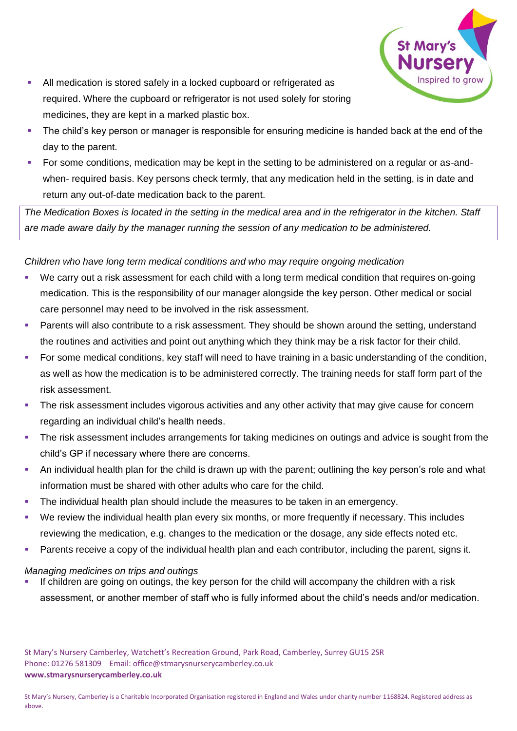- All medication is stored safely in a locked cupboard or refrigerated as required. Where the cupboard or refrigerator is not used solely for storing medicines, they are kept in a marked plastic box.
- The child's key person or manager is responsible for ensuring medicine is handed back at the end of the day to the parent.
- For some conditions, medication may be kept in the setting to be administered on a regular or as-and-when- required basis. Key persons check termly, that any medication held in the setting, is in date and return any out-of-date medication back to the parent.

*The Medication Boxes is located in the setting in the medical area and in the refrigerator in the kitchen. Staff are made aware daily by the manager running the session of any medication to be administered.*

*Children who have long term medical conditions and who may require ongoing medication*

- We carry out a risk assessment for each child with a long term medical condition that requires on-going medication. This is the responsibility of our manager alongside the key person. Other medical or social care personnel may need to be involved in the risk assessment.
- Parents will also contribute to a risk assessment. They should be shown around the setting, understand the routines and activities and point out anything which they think may be a risk factor for their child.
- For some medical conditions, key staff will need to have training in a basic understanding of the condition, as well as how the medication is to be administered correctly. The training needs for staff form part of the risk assessment.
- The risk assessment includes vigorous activities and any other activity that may give cause for concern regarding an individual child's health needs.
- The risk assessment includes arrangements for taking medicines on outings and advice is sought from the child's GP if necessary where there are concerns.
- An individual health plan for the child is drawn up with the parent; outlining the key person's role and what information must be shared with other adults who care for the child.
- The individual health plan should include the measures to be taken in an emergency.
- We review the individual health plan every six months, or more frequently if necessary. This includes reviewing the medication, e.g. changes to the medication or the dosage, any side effects noted etc.
- Parents receive a copy of the individual health plan and each contributor, including the parent, signs it.

*Managing medicines on trips and outings*

- If children are going on outings, the key person for the child will accompany the children with a risk assessment, or another member of staff who is fully informed about the child's needs and/or medication.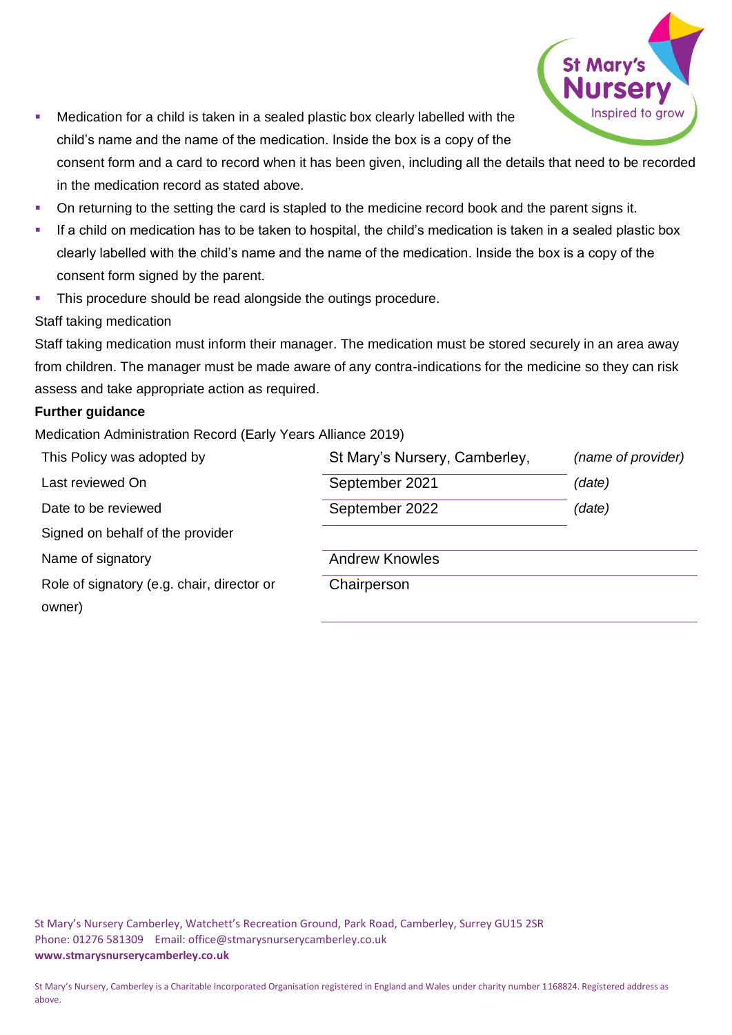- Medication for a child is taken in a sealed plastic box clearly labelled with the child's name and the name of the medication. Inside the box is a copy of the consent form and a card to record when it has been given, including all the details that need to be recorded in the medication record as stated above.
- On returning to the setting the card is stapled to the medicine record book and the parent signs it.
- If a child on medication has to be taken to hospital, the child's medication is taken in a sealed plastic box clearly labelled with the child's name and the name of the medication. Inside the box is a copy of the consent form signed by the parent.
- This procedure should be read alongside the outings procedure.

Staff taking medication

Staff taking medication must inform their manager. The medication must be stored securely in an area away from children. The manager must be made aware of any contra-indications for the medicine so they can risk assess and take appropriate action as required.

**Further guidance**

Medication Administration Record (Early Years Alliance 2019)

| | | |
|---|---|---|
| This Policy was adopted by | St Mary's Nursery, Camberley, | *(name of provider)* |
| Last reviewed On | September 2021 | *(date)* |
| Date to be reviewed | September 2022 | *(date)* |
| Signed on behalf of the provider | | |
| Name of signatory | Andrew Knowles | |
| Role of signatory (e.g. chair, director or owner) | Chairperson | |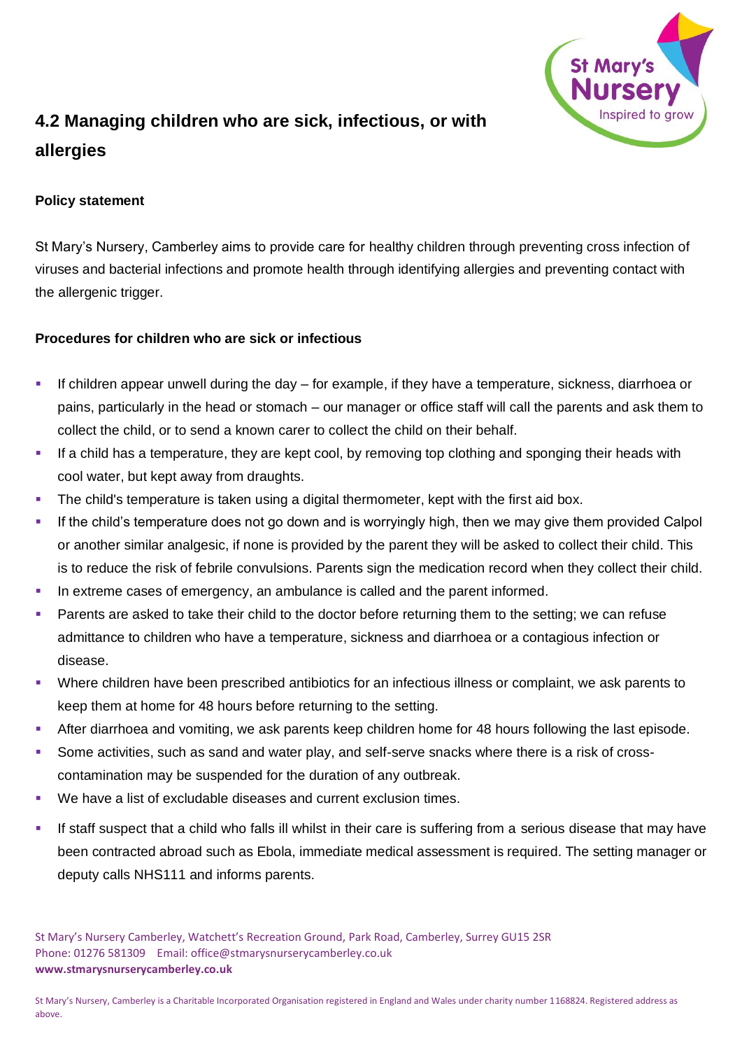## 4.2 Managing children who are sick, infectious, or with allergies

**Policy statement**

St Mary's Nursery, Camberley aims to provide care for healthy children through preventing cross infection of viruses and bacterial infections and promote health through identifying allergies and preventing contact with the allergenic trigger.

**Procedures for children who are sick or infectious**

- If children appear unwell during the day – for example, if they have a temperature, sickness, diarrhoea or pains, particularly in the head or stomach – our manager or office staff will call the parents and ask them to collect the child, or to send a known carer to collect the child on their behalf.
- If a child has a temperature, they are kept cool, by removing top clothing and sponging their heads with cool water, but kept away from draughts.
- The child's temperature is taken using a digital thermometer, kept with the first aid box.
- If the child's temperature does not go down and is worryingly high, then we may give them provided Calpol or another similar analgesic, if none is provided by the parent they will be asked to collect their child. This is to reduce the risk of febrile convulsions. Parents sign the medication record when they collect their child.
- In extreme cases of emergency, an ambulance is called and the parent informed.
- Parents are asked to take their child to the doctor before returning them to the setting; we can refuse admittance to children who have a temperature, sickness and diarrhoea or a contagious infection or disease.
- Where children have been prescribed antibiotics for an infectious illness or complaint, we ask parents to keep them at home for 48 hours before returning to the setting.
- After diarrhoea and vomiting, we ask parents keep children home for 48 hours following the last episode.
- Some activities, such as sand and water play, and self-serve snacks where there is a risk of cross-contamination may be suspended for the duration of any outbreak.
- We have a list of excludable diseases and current exclusion times.
- If staff suspect that a child who falls ill whilst in their care is suffering from a serious disease that may have been contracted abroad such as Ebola, immediate medical assessment is required. The setting manager or deputy calls NHS111 and informs parents.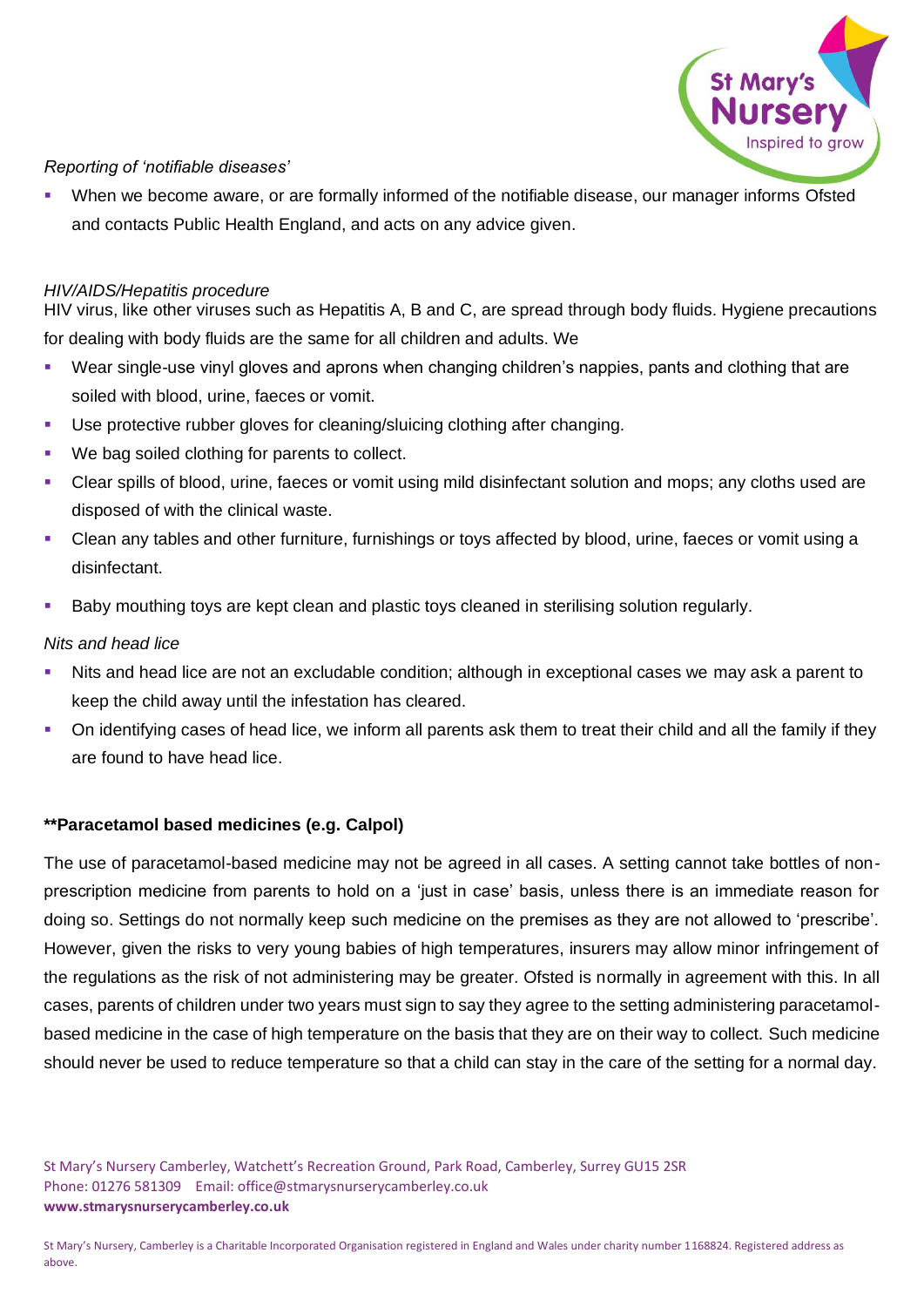*Reporting of 'notifiable diseases'*

- When we become aware, or are formally informed of the notifiable disease, our manager informs Ofsted and contacts Public Health England, and acts on any advice given.

*HIV/AIDS/Hepatitis procedure*

HIV virus, like other viruses such as Hepatitis A, B and C, are spread through body fluids. Hygiene precautions for dealing with body fluids are the same for all children and adults. We

- Wear single-use vinyl gloves and aprons when changing children's nappies, pants and clothing that are soiled with blood, urine, faeces or vomit.
- Use protective rubber gloves for cleaning/sluicing clothing after changing.
- We bag soiled clothing for parents to collect.
- Clear spills of blood, urine, faeces or vomit using mild disinfectant solution and mops; any cloths used are disposed of with the clinical waste.
- Clean any tables and other furniture, furnishings or toys affected by blood, urine, faeces or vomit using a disinfectant.
- Baby mouthing toys are kept clean and plastic toys cleaned in sterilising solution regularly.

*Nits and head lice*

- Nits and head lice are not an excludable condition; although in exceptional cases we may ask a parent to keep the child away until the infestation has cleared.
- On identifying cases of head lice, we inform all parents ask them to treat their child and all the family if they are found to have head lice.

**\*\*Paracetamol based medicines (e.g. Calpol)**

The use of paracetamol-based medicine may not be agreed in all cases. A setting cannot take bottles of non-prescription medicine from parents to hold on a 'just in case' basis, unless there is an immediate reason for doing so. Settings do not normally keep such medicine on the premises as they are not allowed to 'prescribe'. However, given the risks to very young babies of high temperatures, insurers may allow minor infringement of the regulations as the risk of not administering may be greater. Ofsted is normally in agreement with this. In all cases, parents of children under two years must sign to say they agree to the setting administering paracetamol-based medicine in the case of high temperature on the basis that they are on their way to collect. Such medicine should never be used to reduce temperature so that a child can stay in the care of the setting for a normal day.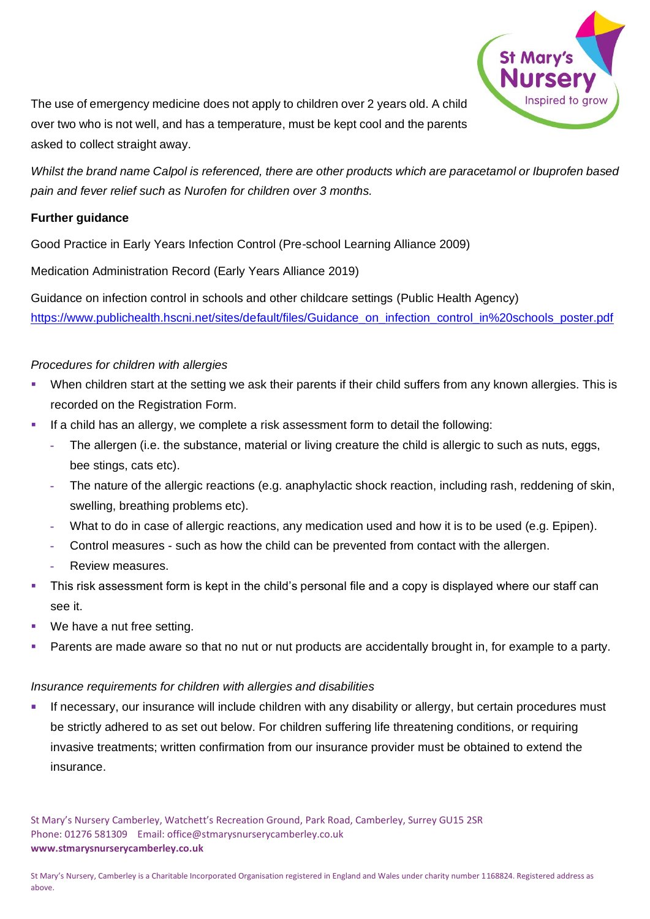The use of emergency medicine does not apply to children over 2 years old. A child over two who is not well, and has a temperature, must be kept cool and the parents asked to collect straight away.

*Whilst the brand name Calpol is referenced, there are other products which are paracetamol or Ibuprofen based pain and fever relief such as Nurofen for children over 3 months.*

**Further guidance**

Good Practice in Early Years Infection Control (Pre-school Learning Alliance 2009)

Medication Administration Record (Early Years Alliance 2019)

Guidance on infection control in schools and other childcare settings (Public Health Agency)
https://www.publichealth.hscni.net/sites/default/files/Guidance_on_infection_control_in%20schools_poster.pdf

*Procedures for children with allergies*

- When children start at the setting we ask their parents if their child suffers from any known allergies. This is recorded on the Registration Form.
- If a child has an allergy, we complete a risk assessment form to detail the following:
  - The allergen (i.e. the substance, material or living creature the child is allergic to such as nuts, eggs, bee stings, cats etc).
  - The nature of the allergic reactions (e.g. anaphylactic shock reaction, including rash, reddening of skin, swelling, breathing problems etc).
  - What to do in case of allergic reactions, any medication used and how it is to be used (e.g. Epipen).
  - Control measures - such as how the child can be prevented from contact with the allergen.
  - Review measures.
- This risk assessment form is kept in the child's personal file and a copy is displayed where our staff can see it.
- We have a nut free setting.
- Parents are made aware so that no nut or nut products are accidentally brought in, for example to a party.

*Insurance requirements for children with allergies and disabilities*

- If necessary, our insurance will include children with any disability or allergy, but certain procedures must be strictly adhered to as set out below. For children suffering life threatening conditions, or requiring invasive treatments; written confirmation from our insurance provider must be obtained to extend the insurance.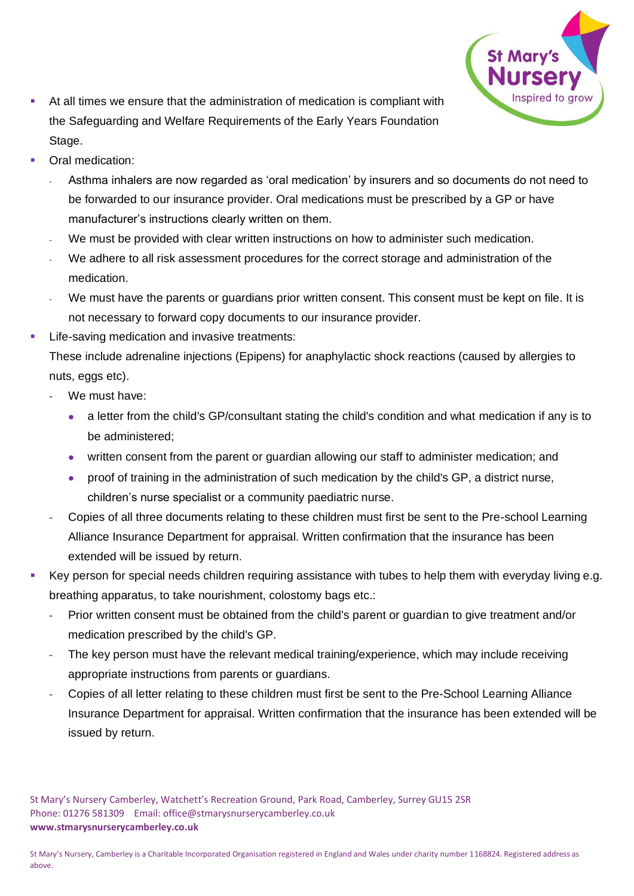- At all times we ensure that the administration of medication is compliant with the Safeguarding and Welfare Requirements of the Early Years Foundation Stage.
- Oral medication:
  - Asthma inhalers are now regarded as 'oral medication' by insurers and so documents do not need to be forwarded to our insurance provider. Oral medications must be prescribed by a GP or have manufacturer's instructions clearly written on them.
  - We must be provided with clear written instructions on how to administer such medication.
  - We adhere to all risk assessment procedures for the correct storage and administration of the medication.
  - We must have the parents or guardians prior written consent. This consent must be kept on file. It is not necessary to forward copy documents to our insurance provider.
- Life-saving medication and invasive treatments:

  These include adrenaline injections (Epipens) for anaphylactic shock reactions (caused by allergies to nuts, eggs etc).
  - We must have:
    - a letter from the child's GP/consultant stating the child's condition and what medication if any is to be administered;
    - written consent from the parent or guardian allowing our staff to administer medication; and
    - proof of training in the administration of such medication by the child's GP, a district nurse, children's nurse specialist or a community paediatric nurse.
  - Copies of all three documents relating to these children must first be sent to the Pre-school Learning Alliance Insurance Department for appraisal. Written confirmation that the insurance has been extended will be issued by return.
- Key person for special needs children requiring assistance with tubes to help them with everyday living e.g. breathing apparatus, to take nourishment, colostomy bags etc.:
  - Prior written consent must be obtained from the child's parent or guardian to give treatment and/or medication prescribed by the child's GP.
  - The key person must have the relevant medical training/experience, which may include receiving appropriate instructions from parents or guardians.
  - Copies of all letter relating to these children must first be sent to the Pre-School Learning Alliance Insurance Department for appraisal. Written confirmation that the insurance has been extended will be issued by return.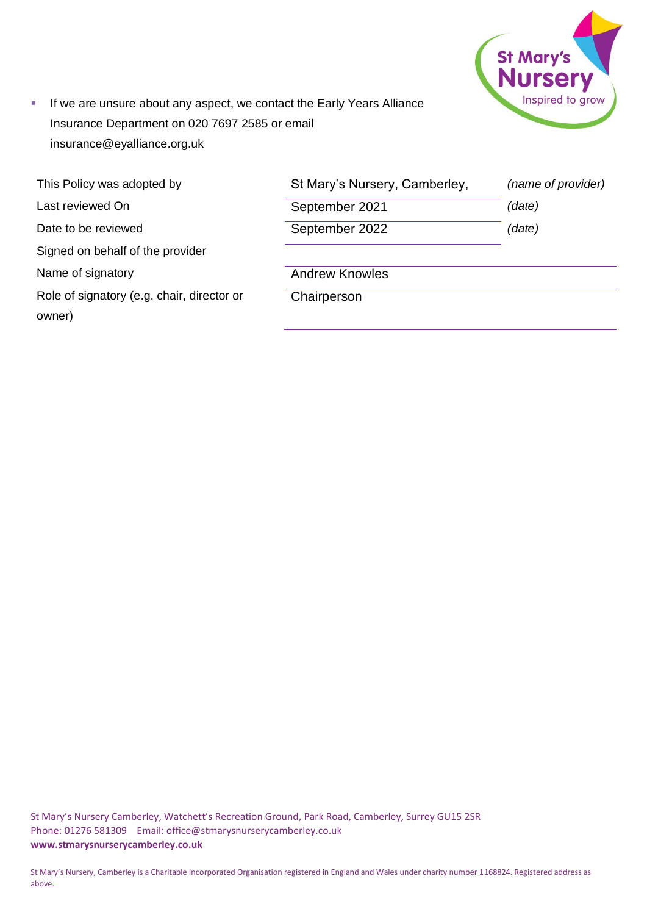- If we are unsure about any aspect, we contact the Early Years Alliance Insurance Department on 020 7697 2585 or email insurance@eyalliance.org.uk

| | | |
|---|---|---|
| This Policy was adopted by | St Mary's Nursery, Camberley, | *(name of provider)* |
| Last reviewed On | September 2021 | *(date)* |
| Date to be reviewed | September 2022 | *(date)* |
| Signed on behalf of the provider | | |
| Name of signatory | Andrew Knowles | |
| Role of signatory (e.g. chair, director or owner) | Chairperson | |

St Mary's Nursery Camberley, Watchett's Recreation Ground, Park Road, Camberley, Surrey GU15 2SR
Phone: 01276 581309 Email: office@stmarysnurserycamberley.co.uk
**www.stmarysnurserycamberley.co.uk**

St Mary's Nursery, Camberley is a Charitable Incorporated Organisation registered in England and Wales under charity number 1168824. Registered address as above.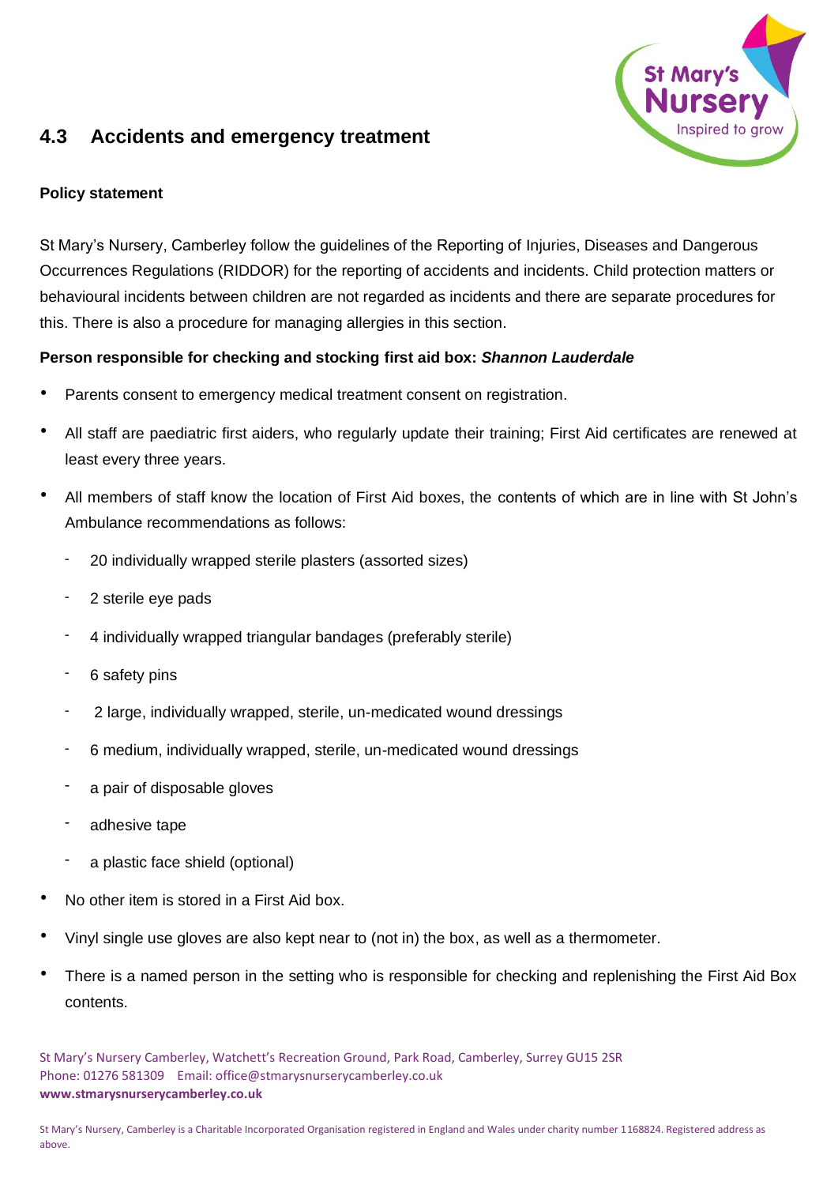## 4.3 Accidents and emergency treatment

**Policy statement**

St Mary's Nursery, Camberley follow the guidelines of the Reporting of Injuries, Diseases and Dangerous Occurrences Regulations (RIDDOR) for the reporting of accidents and incidents. Child protection matters or behavioural incidents between children are not regarded as incidents and there are separate procedures for this. There is also a procedure for managing allergies in this section.

**Person responsible for checking and stocking first aid box: *Shannon Lauderdale***

- Parents consent to emergency medical treatment consent on registration.
- All staff are paediatric first aiders, who regularly update their training; First Aid certificates are renewed at least every three years.
- All members of staff know the location of First Aid boxes, the contents of which are in line with St John's Ambulance recommendations as follows:
  - 20 individually wrapped sterile plasters (assorted sizes)
  - 2 sterile eye pads
  - 4 individually wrapped triangular bandages (preferably sterile)
  - 6 safety pins
  - 2 large, individually wrapped, sterile, un-medicated wound dressings
  - 6 medium, individually wrapped, sterile, un-medicated wound dressings
  - a pair of disposable gloves
  - adhesive tape
  - a plastic face shield (optional)
- No other item is stored in a First Aid box.
- Vinyl single use gloves are also kept near to (not in) the box, as well as a thermometer.
- There is a named person in the setting who is responsible for checking and replenishing the First Aid Box contents.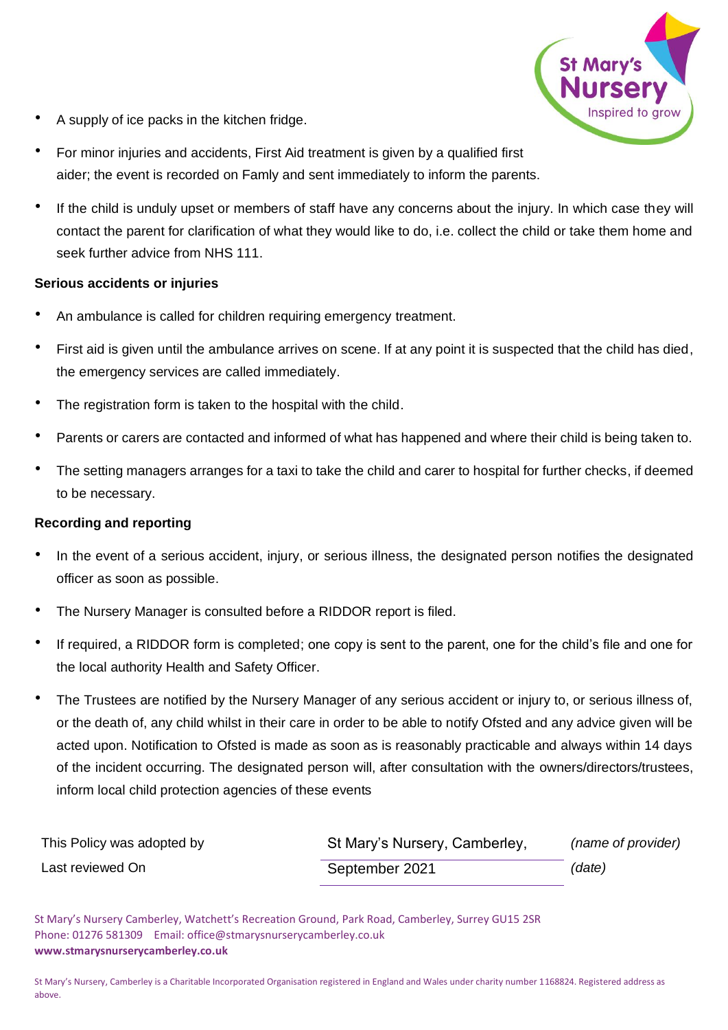- A supply of ice packs in the kitchen fridge.
- For minor injuries and accidents, First Aid treatment is given by a qualified first aider; the event is recorded on Famly and sent immediately to inform the parents.
- If the child is unduly upset or members of staff have any concerns about the injury. In which case they will contact the parent for clarification of what they would like to do, i.e. collect the child or take them home and seek further advice from NHS 111.

**Serious accidents or injuries**

- An ambulance is called for children requiring emergency treatment.
- First aid is given until the ambulance arrives on scene. If at any point it is suspected that the child has died, the emergency services are called immediately.
- The registration form is taken to the hospital with the child.
- Parents or carers are contacted and informed of what has happened and where their child is being taken to.
- The setting managers arranges for a taxi to take the child and carer to hospital for further checks, if deemed to be necessary.

**Recording and reporting**

- In the event of a serious accident, injury, or serious illness, the designated person notifies the designated officer as soon as possible.
- The Nursery Manager is consulted before a RIDDOR report is filed.
- If required, a RIDDOR form is completed; one copy is sent to the parent, one for the child's file and one for the local authority Health and Safety Officer.
- The Trustees are notified by the Nursery Manager of any serious accident or injury to, or serious illness of, or the death of, any child whilst in their care in order to be able to notify Ofsted and any advice given will be acted upon. Notification to Ofsted is made as soon as is reasonably practicable and always within 14 days of the incident occurring. The designated person will, after consultation with the owners/directors/trustees, inform local child protection agencies of these events

| This Policy was adopted by | St Mary's Nursery, Camberley, | *(name of provider)* |
|---|---|---|
| Last reviewed On | September 2021 | *(date)* |

St Mary's Nursery Camberley, Watchett's Recreation Ground, Park Road, Camberley, Surrey GU15 2SR
Phone: 01276 581309 Email: office@stmarysnurserycamberley.co.uk
**www.stmarysnurserycamberley.co.uk**

St Mary's Nursery, Camberley is a Charitable Incorporated Organisation registered in England and Wales under charity number 1168824. Registered address as above.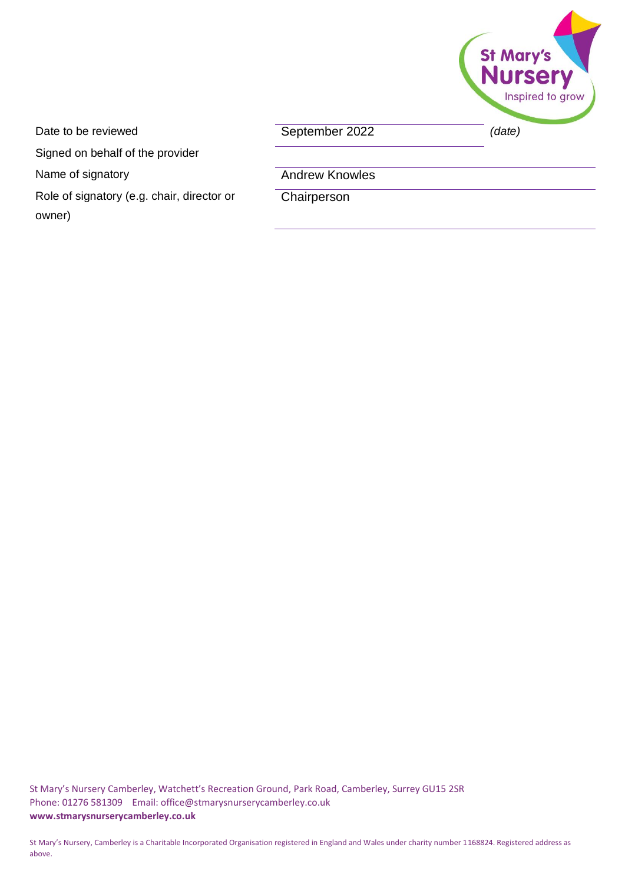| | | |
|---|---|---|
| Date to be reviewed | September 2022 | *(date)* |
| Signed on behalf of the provider | | |
| Name of signatory | Andrew Knowles | |
| Role of signatory (e.g. chair, director or owner) | Chairperson | |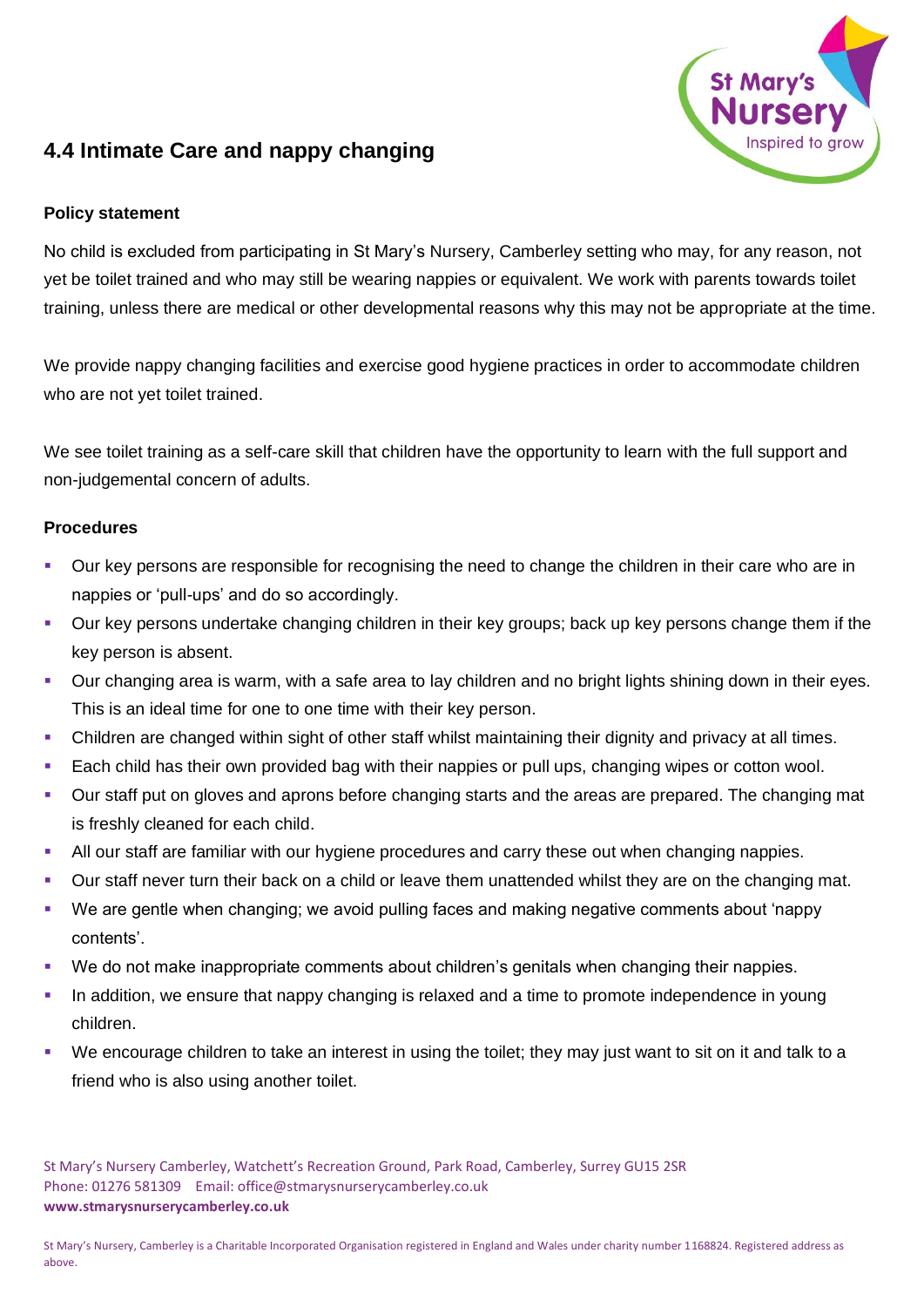## 4.4 Intimate Care and nappy changing

**Policy statement**

No child is excluded from participating in St Mary's Nursery, Camberley setting who may, for any reason, not yet be toilet trained and who may still be wearing nappies or equivalent. We work with parents towards toilet training, unless there are medical or other developmental reasons why this may not be appropriate at the time.

We provide nappy changing facilities and exercise good hygiene practices in order to accommodate children who are not yet toilet trained.

We see toilet training as a self-care skill that children have the opportunity to learn with the full support and non-judgemental concern of adults.

**Procedures**

- Our key persons are responsible for recognising the need to change the children in their care who are in nappies or 'pull-ups' and do so accordingly.
- Our key persons undertake changing children in their key groups; back up key persons change them if the key person is absent.
- Our changing area is warm, with a safe area to lay children and no bright lights shining down in their eyes. This is an ideal time for one to one time with their key person.
- Children are changed within sight of other staff whilst maintaining their dignity and privacy at all times.
- Each child has their own provided bag with their nappies or pull ups, changing wipes or cotton wool.
- Our staff put on gloves and aprons before changing starts and the areas are prepared. The changing mat is freshly cleaned for each child.
- All our staff are familiar with our hygiene procedures and carry these out when changing nappies.
- Our staff never turn their back on a child or leave them unattended whilst they are on the changing mat.
- We are gentle when changing; we avoid pulling faces and making negative comments about 'nappy contents'.
- We do not make inappropriate comments about children's genitals when changing their nappies.
- In addition, we ensure that nappy changing is relaxed and a time to promote independence in young children.
- We encourage children to take an interest in using the toilet; they may just want to sit on it and talk to a friend who is also using another toilet.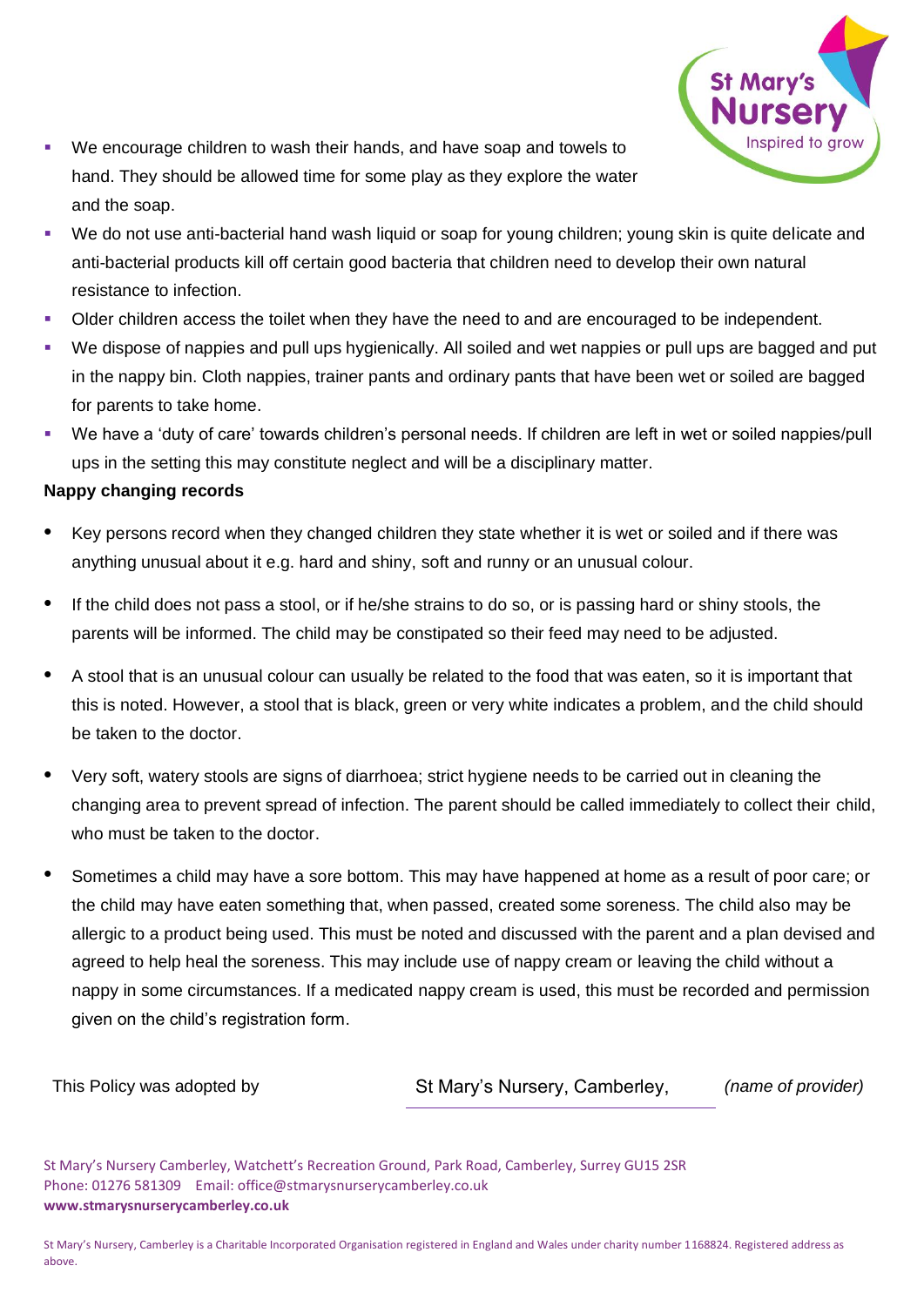- We encourage children to wash their hands, and have soap and towels to hand. They should be allowed time for some play as they explore the water and the soap.
- We do not use anti-bacterial hand wash liquid or soap for young children; young skin is quite delicate and anti-bacterial products kill off certain good bacteria that children need to develop their own natural resistance to infection.
- Older children access the toilet when they have the need to and are encouraged to be independent.
- We dispose of nappies and pull ups hygienically. All soiled and wet nappies or pull ups are bagged and put in the nappy bin. Cloth nappies, trainer pants and ordinary pants that have been wet or soiled are bagged for parents to take home.
- We have a 'duty of care' towards children's personal needs. If children are left in wet or soiled nappies/pull ups in the setting this may constitute neglect and will be a disciplinary matter.

**Nappy changing records**

- Key persons record when they changed children they state whether it is wet or soiled and if there was anything unusual about it e.g. hard and shiny, soft and runny or an unusual colour.
- If the child does not pass a stool, or if he/she strains to do so, or is passing hard or shiny stools, the parents will be informed. The child may be constipated so their feed may need to be adjusted.
- A stool that is an unusual colour can usually be related to the food that was eaten, so it is important that this is noted. However, a stool that is black, green or very white indicates a problem, and the child should be taken to the doctor.
- Very soft, watery stools are signs of diarrhoea; strict hygiene needs to be carried out in cleaning the changing area to prevent spread of infection. The parent should be called immediately to collect their child, who must be taken to the doctor.
- Sometimes a child may have a sore bottom. This may have happened at home as a result of poor care; or the child may have eaten something that, when passed, created some soreness. The child also may be allergic to a product being used. This must be noted and discussed with the parent and a plan devised and agreed to help heal the soreness. This may include use of nappy cream or leaving the child without a nappy in some circumstances. If a medicated nappy cream is used, this must be recorded and permission given on the child's registration form.

| This Policy was adopted by | St Mary's Nursery, Camberley, | *(name of provider)* |
|---|---|---|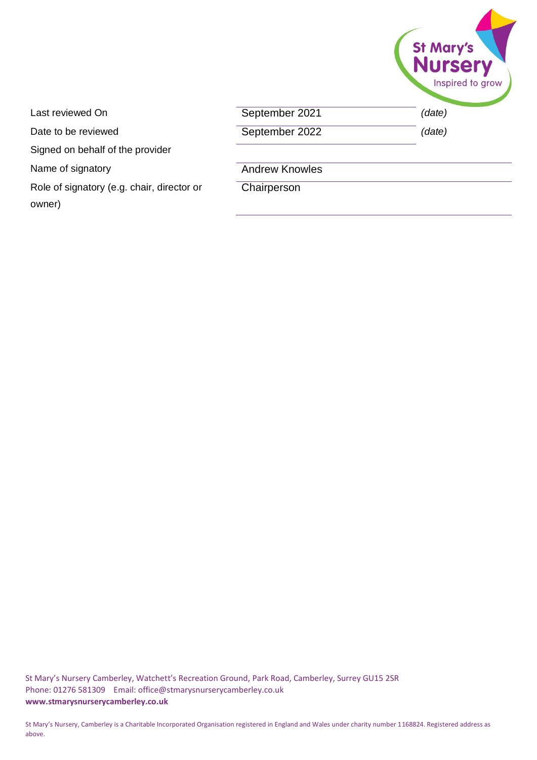| | | |
|---|---|---|
| Last reviewed On | September 2021 | *(date)* |
| Date to be reviewed | September 2022 | *(date)* |
| Signed on behalf of the provider | | |
| Name of signatory | Andrew Knowles | |
| Role of signatory (e.g. chair, director or owner) | Chairperson | |

St Mary's Nursery Camberley, Watchett's Recreation Ground, Park Road, Camberley, Surrey GU15 2SR
Phone: 01276 581309 Email: office@stmarysnurserycamberley.co.uk
**www.stmarysnurserycamberley.co.uk**

St Mary's Nursery, Camberley is a Charitable Incorporated Organisation registered in England and Wales under charity number 1168824. Registered address as above.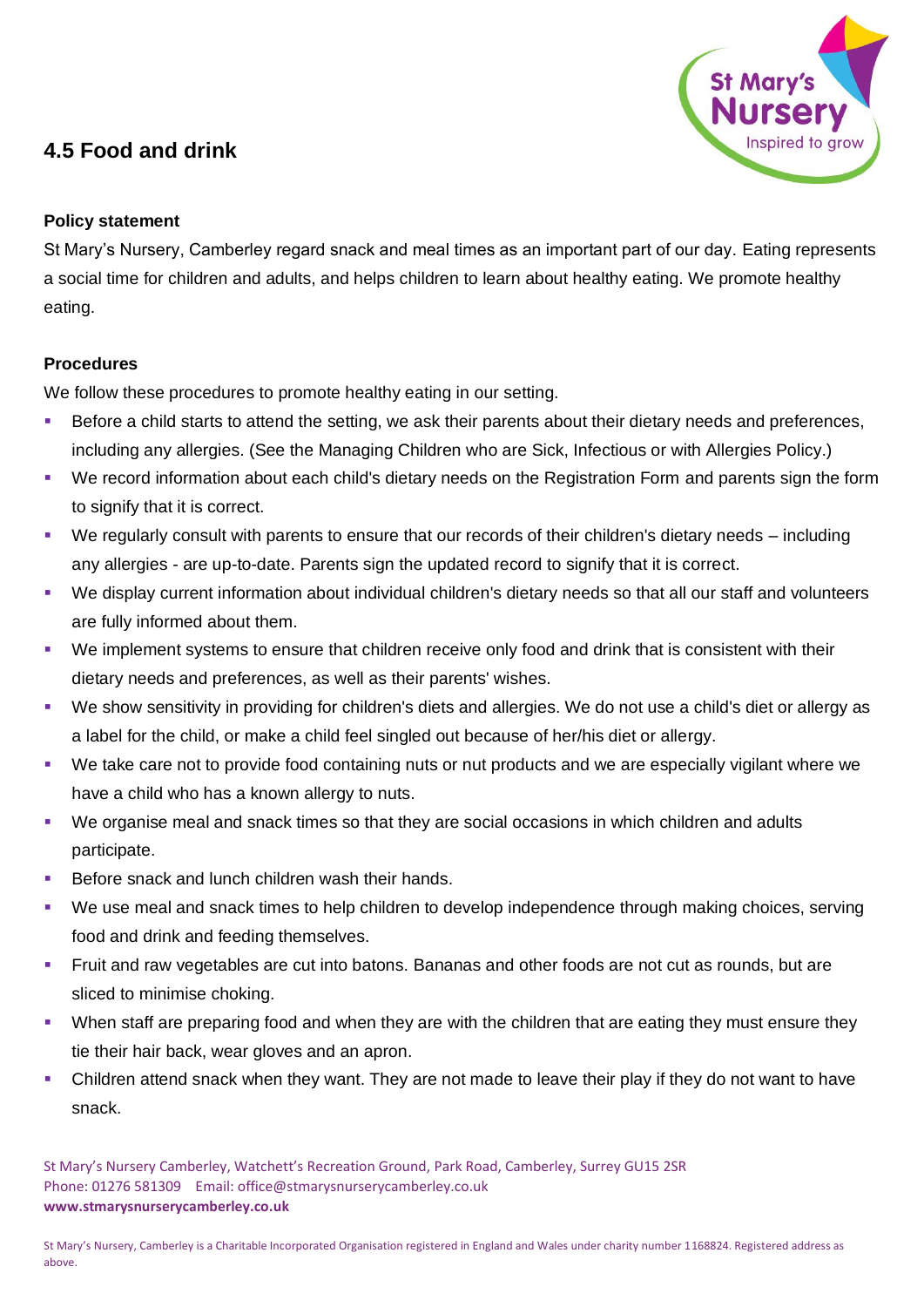## 4.5 Food and drink

**Policy statement**

St Mary's Nursery, Camberley regard snack and meal times as an important part of our day. Eating represents a social time for children and adults, and helps children to learn about healthy eating. We promote healthy eating.

**Procedures**

We follow these procedures to promote healthy eating in our setting.

- Before a child starts to attend the setting, we ask their parents about their dietary needs and preferences, including any allergies. (See the Managing Children who are Sick, Infectious or with Allergies Policy.)
- We record information about each child's dietary needs on the Registration Form and parents sign the form to signify that it is correct.
- We regularly consult with parents to ensure that our records of their children's dietary needs – including any allergies - are up-to-date. Parents sign the updated record to signify that it is correct.
- We display current information about individual children's dietary needs so that all our staff and volunteers are fully informed about them.
- We implement systems to ensure that children receive only food and drink that is consistent with their dietary needs and preferences, as well as their parents' wishes.
- We show sensitivity in providing for children's diets and allergies. We do not use a child's diet or allergy as a label for the child, or make a child feel singled out because of her/his diet or allergy.
- We take care not to provide food containing nuts or nut products and we are especially vigilant where we have a child who has a known allergy to nuts.
- We organise meal and snack times so that they are social occasions in which children and adults participate.
- Before snack and lunch children wash their hands.
- We use meal and snack times to help children to develop independence through making choices, serving food and drink and feeding themselves.
- Fruit and raw vegetables are cut into batons. Bananas and other foods are not cut as rounds, but are sliced to minimise choking.
- When staff are preparing food and when they are with the children that are eating they must ensure they tie their hair back, wear gloves and an apron.
- Children attend snack when they want. They are not made to leave their play if they do not want to have snack.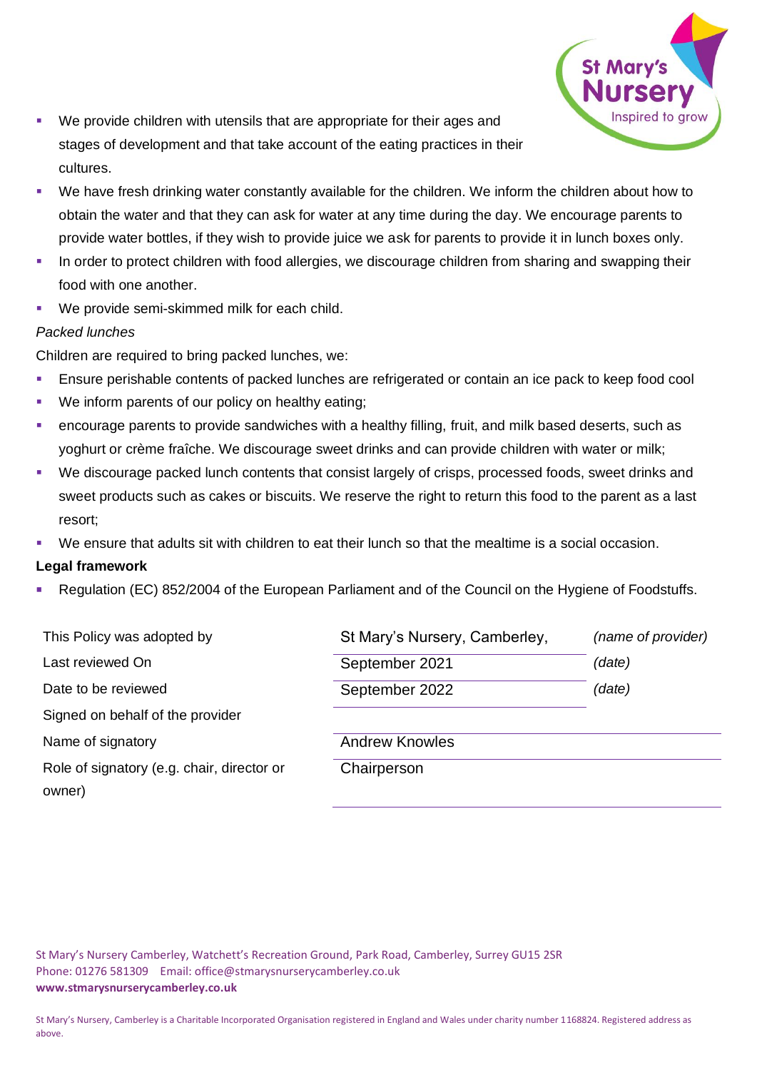- We provide children with utensils that are appropriate for their ages and stages of development and that take account of the eating practices in their cultures.
- We have fresh drinking water constantly available for the children. We inform the children about how to obtain the water and that they can ask for water at any time during the day. We encourage parents to provide water bottles, if they wish to provide juice we ask for parents to provide it in lunch boxes only.
- In order to protect children with food allergies, we discourage children from sharing and swapping their food with one another.
- We provide semi-skimmed milk for each child.

*Packed lunches*

Children are required to bring packed lunches, we:

- Ensure perishable contents of packed lunches are refrigerated or contain an ice pack to keep food cool
- We inform parents of our policy on healthy eating;
- encourage parents to provide sandwiches with a healthy filling, fruit, and milk based deserts, such as yoghurt or crème fraîche. We discourage sweet drinks and can provide children with water or milk;
- We discourage packed lunch contents that consist largely of crisps, processed foods, sweet drinks and sweet products such as cakes or biscuits. We reserve the right to return this food to the parent as a last resort;
- We ensure that adults sit with children to eat their lunch so that the mealtime is a social occasion.

**Legal framework**

- Regulation (EC) 852/2004 of the European Parliament and of the Council on the Hygiene of Foodstuffs.

| | | |
|---|---|---|
| This Policy was adopted by | St Mary's Nursery, Camberley, | *(name of provider)* |
| Last reviewed On | September 2021 | *(date)* |
| Date to be reviewed | September 2022 | *(date)* |
| Signed on behalf of the provider | | |
| Name of signatory | Andrew Knowles | |
| Role of signatory (e.g. chair, director or owner) | Chairperson | |

St Mary's Nursery Camberley, Watchett's Recreation Ground, Park Road, Camberley, Surrey GU15 2SR
Phone: 01276 581309 Email: office@stmarysnurserycamberley.co.uk
**www.stmarysnurserycamberley.co.uk**

St Mary's Nursery, Camberley is a Charitable Incorporated Organisation registered in England and Wales under charity number 1168824. Registered address as above.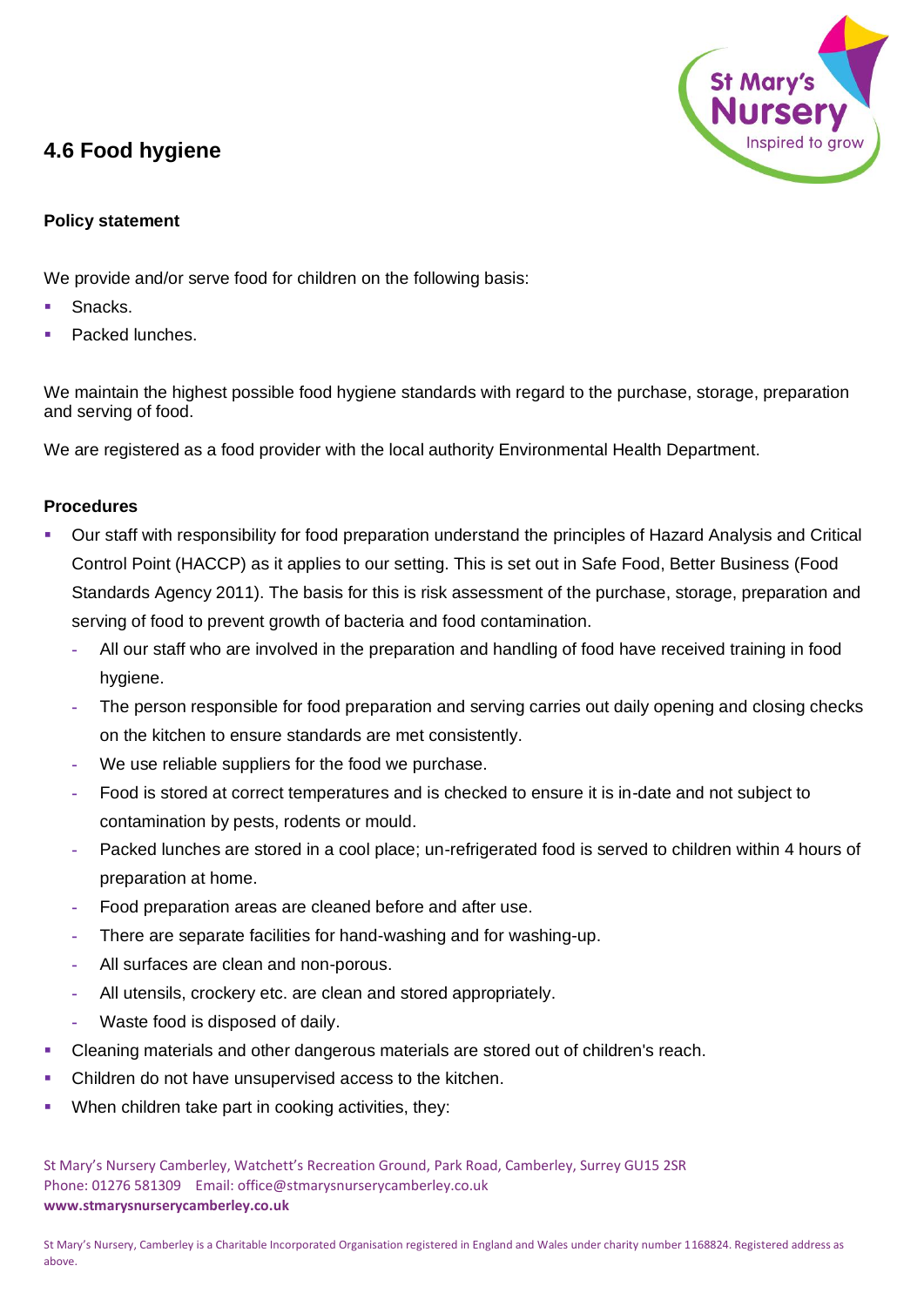## 4.6 Food hygiene

### Policy statement

We provide and/or serve food for children on the following basis:

- Snacks.
- Packed lunches.

We maintain the highest possible food hygiene standards with regard to the purchase, storage, preparation and serving of food.

We are registered as a food provider with the local authority Environmental Health Department.

### Procedures

- Our staff with responsibility for food preparation understand the principles of Hazard Analysis and Critical Control Point (HACCP) as it applies to our setting. This is set out in Safe Food, Better Business (Food Standards Agency 2011). The basis for this is risk assessment of the purchase, storage, preparation and serving of food to prevent growth of bacteria and food contamination.
  - All our staff who are involved in the preparation and handling of food have received training in food hygiene.
  - The person responsible for food preparation and serving carries out daily opening and closing checks on the kitchen to ensure standards are met consistently.
  - We use reliable suppliers for the food we purchase.
  - Food is stored at correct temperatures and is checked to ensure it is in-date and not subject to contamination by pests, rodents or mould.
  - Packed lunches are stored in a cool place; un-refrigerated food is served to children within 4 hours of preparation at home.
  - Food preparation areas are cleaned before and after use.
  - There are separate facilities for hand-washing and for washing-up.
  - All surfaces are clean and non-porous.
  - All utensils, crockery etc. are clean and stored appropriately.
  - Waste food is disposed of daily.
- Cleaning materials and other dangerous materials are stored out of children's reach.
- Children do not have unsupervised access to the kitchen.
- When children take part in cooking activities, they: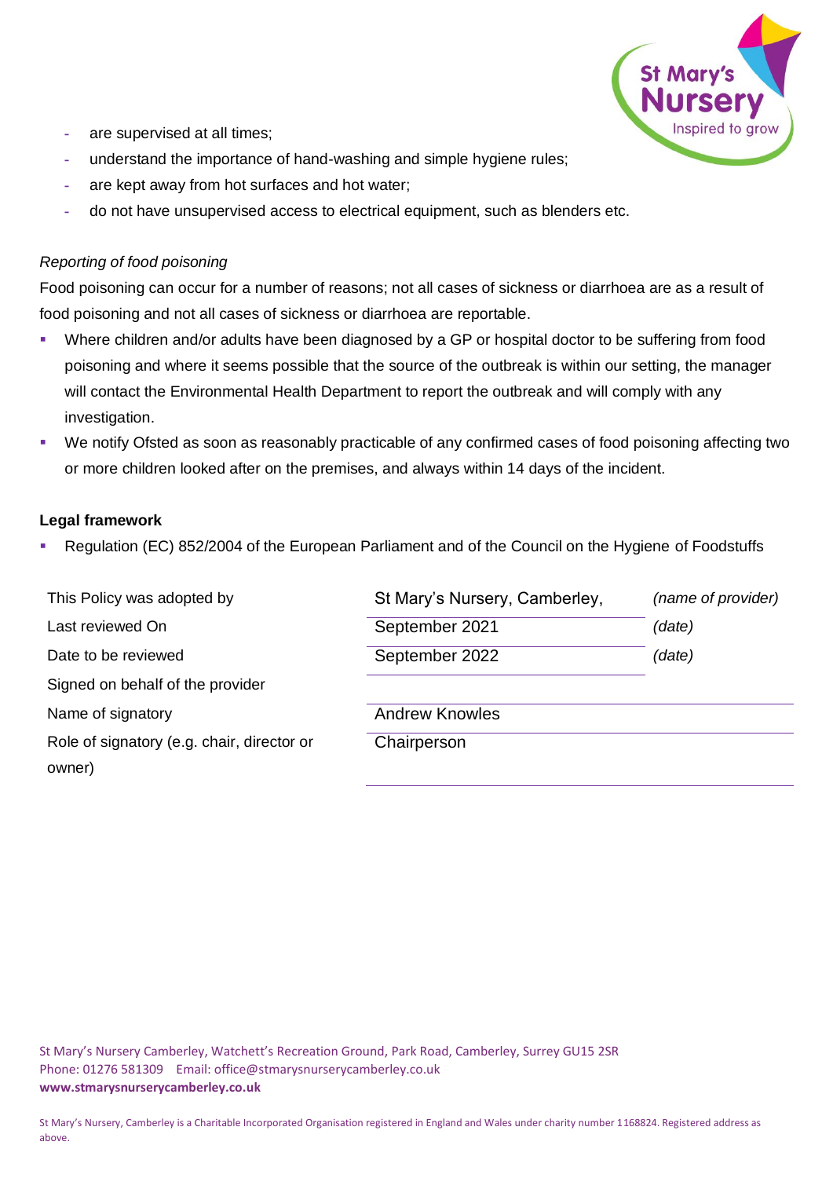- are supervised at all times;
- understand the importance of hand-washing and simple hygiene rules;
- are kept away from hot surfaces and hot water;
- do not have unsupervised access to electrical equipment, such as blenders etc.

*Reporting of food poisoning*

Food poisoning can occur for a number of reasons; not all cases of sickness or diarrhoea are as a result of food poisoning and not all cases of sickness or diarrhoea are reportable.

- Where children and/or adults have been diagnosed by a GP or hospital doctor to be suffering from food poisoning and where it seems possible that the source of the outbreak is within our setting, the manager will contact the Environmental Health Department to report the outbreak and will comply with any investigation.
- We notify Ofsted as soon as reasonably practicable of any confirmed cases of food poisoning affecting two or more children looked after on the premises, and always within 14 days of the incident.

**Legal framework**

- Regulation (EC) 852/2004 of the European Parliament and of the Council on the Hygiene of Foodstuffs

| | | |
|---|---|---|
| This Policy was adopted by | St Mary's Nursery, Camberley, | *(name of provider)* |
| Last reviewed On | September 2021 | *(date)* |
| Date to be reviewed | September 2022 | *(date)* |
| Signed on behalf of the provider | | |
| Name of signatory | Andrew Knowles | |
| Role of signatory (e.g. chair, director or owner) | Chairperson | |

St Mary's Nursery Camberley, Watchett's Recreation Ground, Park Road, Camberley, Surrey GU15 2SR
Phone: 01276 581309 Email: office@stmarysnurserycamberley.co.uk
**www.stmarysnurserycamberley.co.uk**

St Mary's Nursery, Camberley is a Charitable Incorporated Organisation registered in England and Wales under charity number 1168824. Registered address as above.